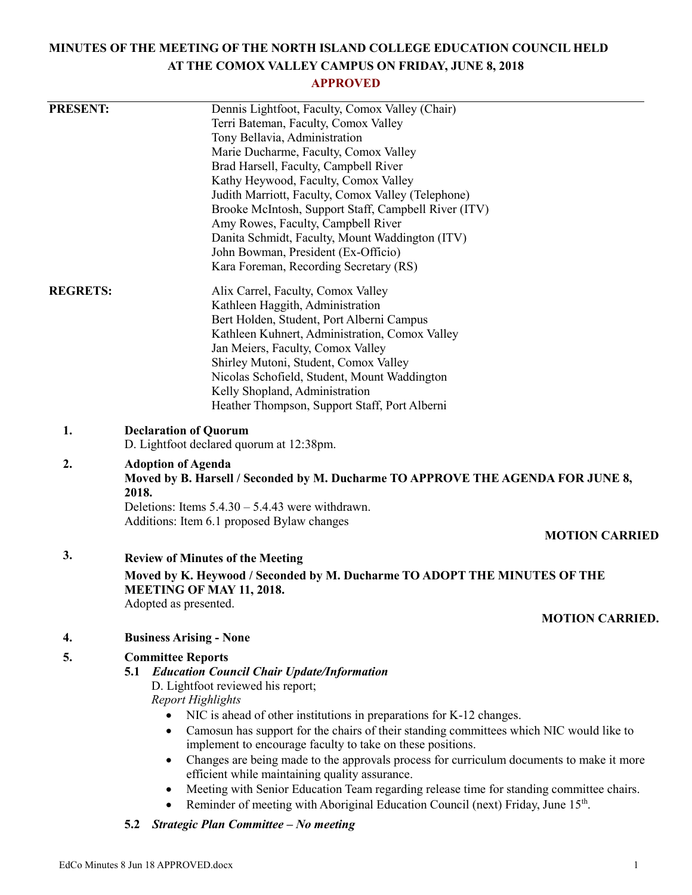# MINUTES OF THE MEETING OF THE NORTH ISLAND COLLEGE EDUCATION COUNCIL HELD AT THE COMOX VALLEY CAMPUS ON FRIDAY, JUNE 8, 2018

**APPROVED**

**PRESENT:**

Dennis Lightfoot, Faculty, Comox Valley (Chair)
Terri Bateman, Faculty, Comox Valley
Tony Bellavia, Administration
Marie Ducharme, Faculty, Comox Valley
Brad Harsell, Faculty, Campbell River
Kathy Heywood, Faculty, Comox Valley
Judith Marriott, Faculty, Comox Valley (Telephone)
Brooke McIntosh, Support Staff, Campbell River (ITV)
Amy Rowes, Faculty, Campbell River
Danita Schmidt, Faculty, Mount Waddington (ITV)
John Bowman, President (Ex-Officio)
Kara Foreman, Recording Secretary (RS)

**REGRETS:**

Alix Carrel, Faculty, Comox Valley
Kathleen Haggith, Administration
Bert Holden, Student, Port Alberni Campus
Kathleen Kuhnert, Administration, Comox Valley
Jan Meiers, Faculty, Comox Valley
Shirley Mutoni, Student, Comox Valley
Nicolas Schofield, Student, Mount Waddington
Kelly Shopland, Administration
Heather Thompson, Support Staff, Port Alberni

**1. Declaration of Quorum**

D. Lightfoot declared quorum at 12:38pm.

**2. Adoption of Agenda**

**Moved by B. Harsell / Seconded by M. Ducharme TO APPROVE THE AGENDA FOR JUNE 8, 2018.**

Deletions: Items 5.4.30 – 5.4.43 were withdrawn.
Additions: Item 6.1 proposed Bylaw changes

**MOTION CARRIED**

**3. Review of Minutes of the Meeting**

**Moved by K. Heywood / Seconded by M. Ducharme TO ADOPT THE MINUTES OF THE MEETING OF MAY 11, 2018.**

Adopted as presented.

**MOTION CARRIED.**

**4. Business Arising - None**

**5. Committee Reports**

**5.1 *Education Council Chair Update/Information***

D. Lightfoot reviewed his report;

*Report Highlights*

- NIC is ahead of other institutions in preparations for K-12 changes.
- Camosun has support for the chairs of their standing committees which NIC would like to implement to encourage faculty to take on these positions.
- Changes are being made to the approvals process for curriculum documents to make it more efficient while maintaining quality assurance.
- Meeting with Senior Education Team regarding release time for standing committee chairs.
- Reminder of meeting with Aboriginal Education Council (next) Friday, June 15th.

**5.2 *Strategic Plan Committee – No meeting***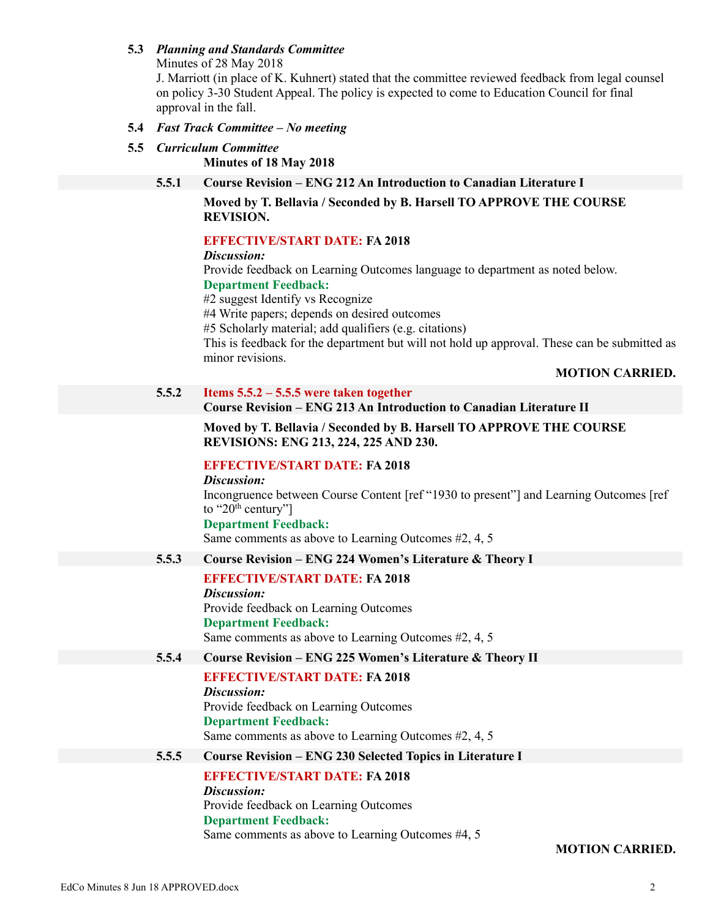**5.3** ***Planning and Standards Committee***

Minutes of 28 May 2018

J. Marriott (in place of K. Kuhnert) stated that the committee reviewed feedback from legal counsel on policy 3-30 Student Appeal. The policy is expected to come to Education Council for final approval in the fall.

**5.4** ***Fast Track Committee – No meeting***

**5.5** ***Curriculum Committee***

**Minutes of 18 May 2018**

**5.5.1 Course Revision – ENG 212 An Introduction to Canadian Literature I**

**Moved by T. Bellavia / Seconded by B. Harsell TO APPROVE THE COURSE REVISION.**

**EFFECTIVE/START DATE: FA 2018**

***Discussion:***

Provide feedback on Learning Outcomes language to department as noted below.

**Department Feedback:**

#2 suggest Identify vs Recognize

#4 Write papers; depends on desired outcomes

#5 Scholarly material; add qualifiers (e.g. citations)

This is feedback for the department but will not hold up approval. These can be submitted as minor revisions.

**MOTION CARRIED.**

**5.5.2 Items 5.5.2 – 5.5.5 were taken together**

**Course Revision – ENG 213 An Introduction to Canadian Literature II**

**Moved by T. Bellavia / Seconded by B. Harsell TO APPROVE THE COURSE REVISIONS: ENG 213, 224, 225 AND 230.**

**EFFECTIVE/START DATE: FA 2018**

***Discussion:***

Incongruence between Course Content [ref "1930 to present"] and Learning Outcomes [ref to "20th century"]

**Department Feedback:**

Same comments as above to Learning Outcomes #2, 4, 5

**5.5.3 Course Revision – ENG 224 Women's Literature & Theory I**

**EFFECTIVE/START DATE: FA 2018**

***Discussion:***

Provide feedback on Learning Outcomes

**Department Feedback:**

Same comments as above to Learning Outcomes #2, 4, 5

**5.5.4 Course Revision – ENG 225 Women's Literature & Theory II**

**EFFECTIVE/START DATE: FA 2018**

***Discussion:***

Provide feedback on Learning Outcomes

**Department Feedback:**

Same comments as above to Learning Outcomes #2, 4, 5

**5.5.5 Course Revision – ENG 230 Selected Topics in Literature I**

**EFFECTIVE/START DATE: FA 2018**

***Discussion:***

Provide feedback on Learning Outcomes

**Department Feedback:**

Same comments as above to Learning Outcomes #4, 5

**MOTION CARRIED.**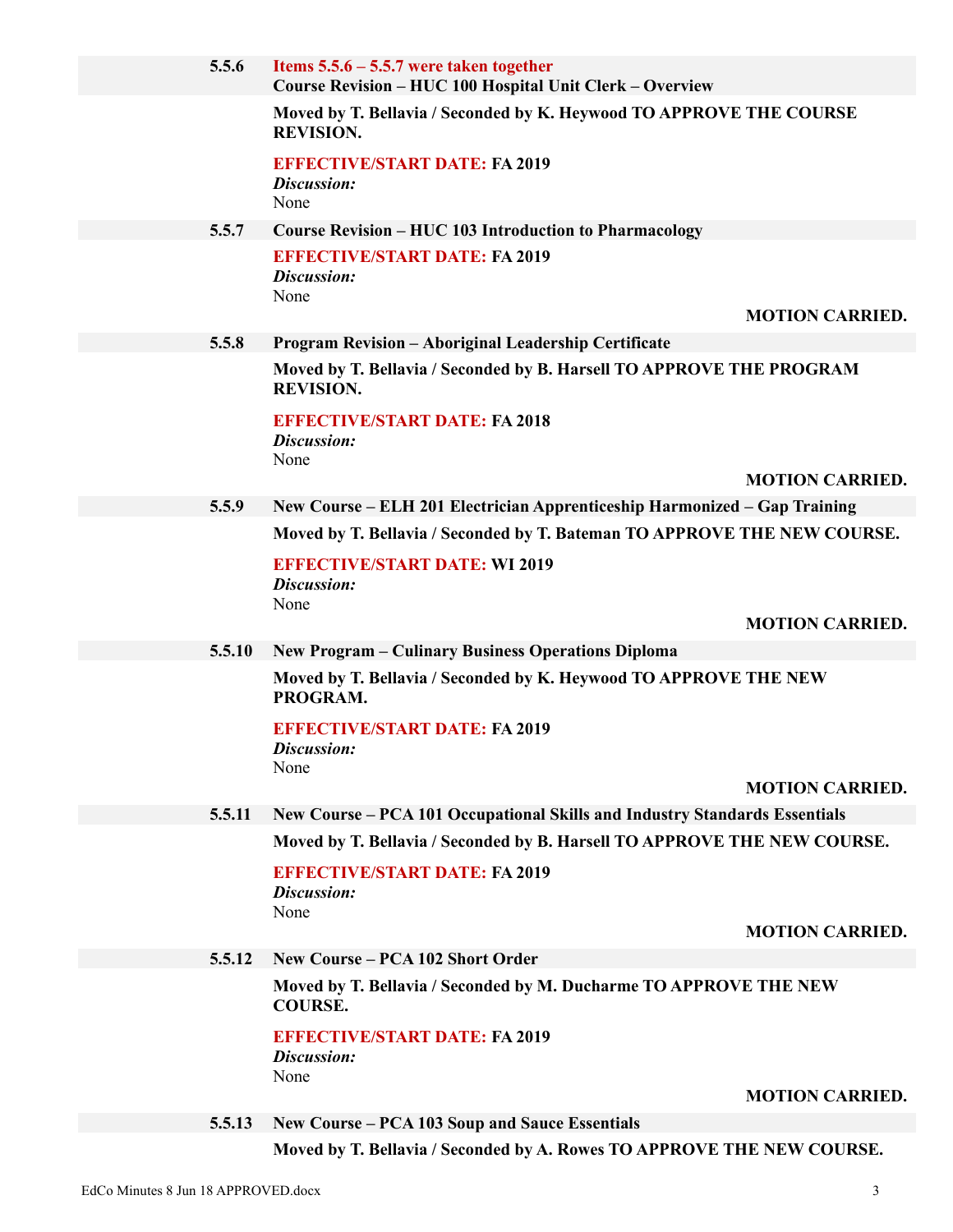**5.5.6** **Items 5.5.6 – 5.5.7 were taken together**
**Course Revision – HUC 100 Hospital Unit Clerk – Overview**

**Moved by T. Bellavia / Seconded by K. Heywood TO APPROVE THE COURSE REVISION.**

**EFFECTIVE/START DATE: FA 2019**
***Discussion:***
None

**5.5.7** **Course Revision – HUC 103 Introduction to Pharmacology**

**EFFECTIVE/START DATE: FA 2019**
***Discussion:***
None

**MOTION CARRIED.**

**5.5.8** **Program Revision – Aboriginal Leadership Certificate**

**Moved by T. Bellavia / Seconded by B. Harsell TO APPROVE THE PROGRAM REVISION.**

**EFFECTIVE/START DATE: FA 2018**
***Discussion:***
None

**MOTION CARRIED.**

**5.5.9** **New Course – ELH 201 Electrician Apprenticeship Harmonized – Gap Training**

**Moved by T. Bellavia / Seconded by T. Bateman TO APPROVE THE NEW COURSE.**

**EFFECTIVE/START DATE: WI 2019**
***Discussion:***
None

**MOTION CARRIED.**

**5.5.10** **New Program – Culinary Business Operations Diploma**

**Moved by T. Bellavia / Seconded by K. Heywood TO APPROVE THE NEW PROGRAM.**

**EFFECTIVE/START DATE: FA 2019**
***Discussion:***
None

**MOTION CARRIED.**

**5.5.11** **New Course – PCA 101 Occupational Skills and Industry Standards Essentials**

**Moved by T. Bellavia / Seconded by B. Harsell TO APPROVE THE NEW COURSE.**

**EFFECTIVE/START DATE: FA 2019**
***Discussion:***
None

**MOTION CARRIED.**

**5.5.12** **New Course – PCA 102 Short Order**

**Moved by T. Bellavia / Seconded by M. Ducharme TO APPROVE THE NEW COURSE.**

**EFFECTIVE/START DATE: FA 2019**
***Discussion:***
None

**MOTION CARRIED.**

**5.5.13** **New Course – PCA 103 Soup and Sauce Essentials**

**Moved by T. Bellavia / Seconded by A. Rowes TO APPROVE THE NEW COURSE.**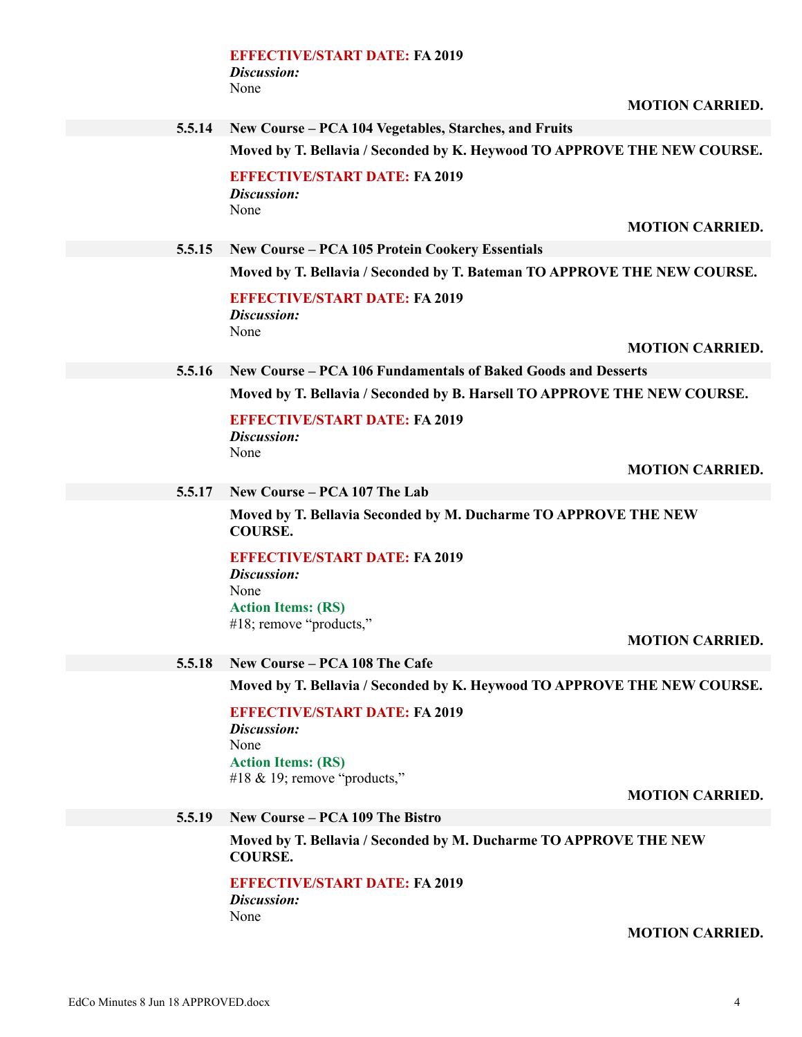**EFFECTIVE/START DATE: FA 2019**
***Discussion:***
None

**MOTION CARRIED.**

**5.5.14 New Course – PCA 104 Vegetables, Starches, and Fruits**

**Moved by T. Bellavia / Seconded by K. Heywood TO APPROVE THE NEW COURSE.**

**EFFECTIVE/START DATE: FA 2019**
***Discussion:***
None

**MOTION CARRIED.**

**5.5.15 New Course – PCA 105 Protein Cookery Essentials**

**Moved by T. Bellavia / Seconded by T. Bateman TO APPROVE THE NEW COURSE.**

**EFFECTIVE/START DATE: FA 2019**
***Discussion:***
None

**MOTION CARRIED.**

**5.5.16 New Course – PCA 106 Fundamentals of Baked Goods and Desserts**

**Moved by T. Bellavia / Seconded by B. Harsell TO APPROVE THE NEW COURSE.**

**EFFECTIVE/START DATE: FA 2019**
***Discussion:***
None

**MOTION CARRIED.**

**5.5.17 New Course – PCA 107 The Lab**

**Moved by T. Bellavia Seconded by M. Ducharme TO APPROVE THE NEW COURSE.**

**EFFECTIVE/START DATE: FA 2019**
***Discussion:***
None
**Action Items: (RS)**
#18; remove "products,"

**MOTION CARRIED.**

**5.5.18 New Course – PCA 108 The Cafe**

**Moved by T. Bellavia / Seconded by K. Heywood TO APPROVE THE NEW COURSE.**

**EFFECTIVE/START DATE: FA 2019**
***Discussion:***
None
**Action Items: (RS)**
#18 & 19; remove "products,"

**MOTION CARRIED.**

**5.5.19 New Course – PCA 109 The Bistro**

**Moved by T. Bellavia / Seconded by M. Ducharme TO APPROVE THE NEW COURSE.**

**EFFECTIVE/START DATE: FA 2019**
***Discussion:***
None

**MOTION CARRIED.**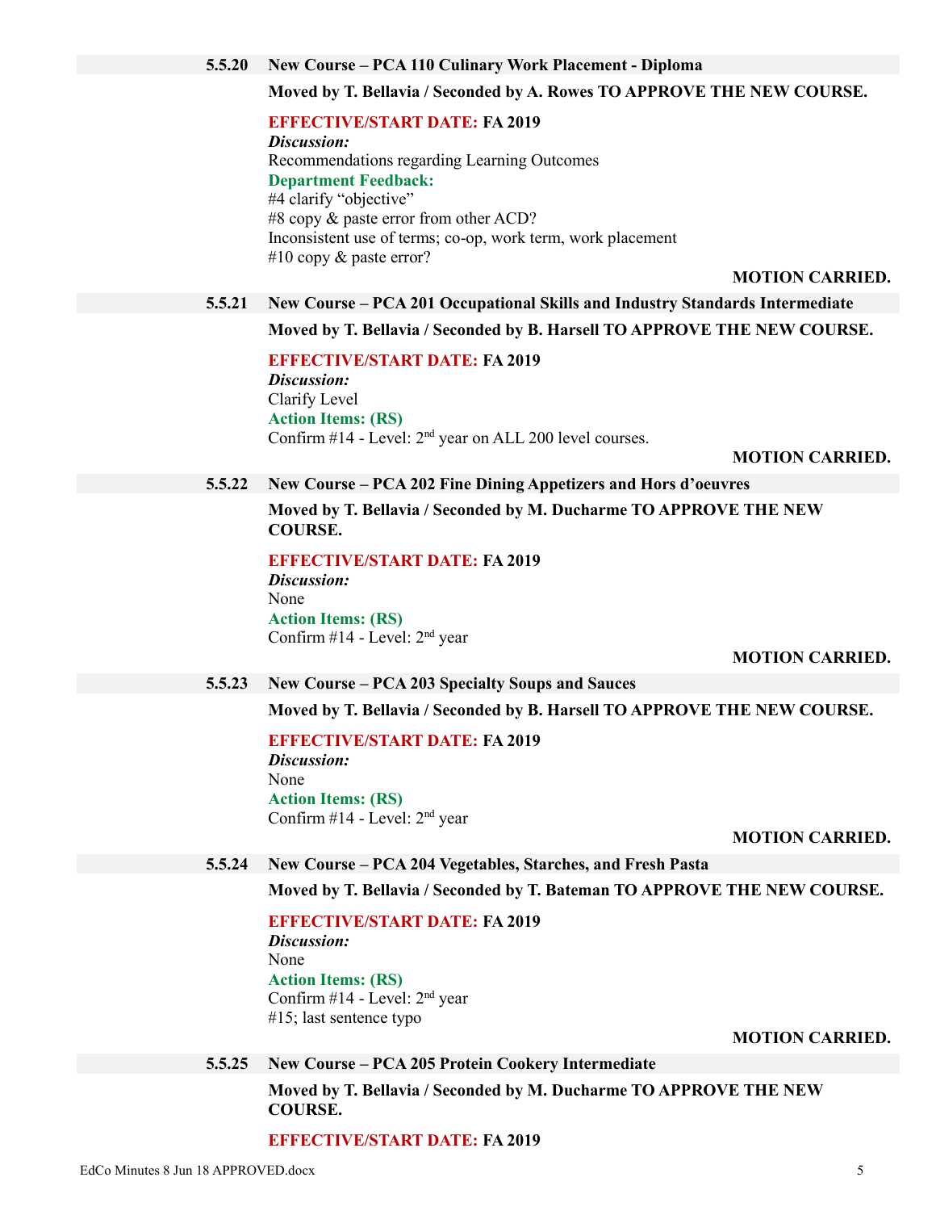### 5.5.20 New Course – PCA 110 Culinary Work Placement - Diploma

**Moved by T. Bellavia / Seconded by A. Rowes TO APPROVE THE NEW COURSE.**

**EFFECTIVE/START DATE: FA 2019**

***Discussion:***

Recommendations regarding Learning Outcomes

**Department Feedback:**

#4 clarify "objective"

#8 copy & paste error from other ACD?

Inconsistent use of terms; co-op, work term, work placement

#10 copy & paste error?

**MOTION CARRIED.**

### 5.5.21 New Course – PCA 201 Occupational Skills and Industry Standards Intermediate

**Moved by T. Bellavia / Seconded by B. Harsell TO APPROVE THE NEW COURSE.**

**EFFECTIVE/START DATE: FA 2019**

***Discussion:***

Clarify Level

**Action Items: (RS)**

Confirm #14 - Level: 2nd year on ALL 200 level courses.

**MOTION CARRIED.**

### 5.5.22 New Course – PCA 202 Fine Dining Appetizers and Hors d'oeuvres

**Moved by T. Bellavia / Seconded by M. Ducharme TO APPROVE THE NEW COURSE.**

**EFFECTIVE/START DATE: FA 2019**

***Discussion:***

None

**Action Items: (RS)**

Confirm #14 - Level: 2nd year

**MOTION CARRIED.**

### 5.5.23 New Course – PCA 203 Specialty Soups and Sauces

**Moved by T. Bellavia / Seconded by B. Harsell TO APPROVE THE NEW COURSE.**

**EFFECTIVE/START DATE: FA 2019**

***Discussion:***

None

**Action Items: (RS)**

Confirm #14 - Level: 2nd year

**MOTION CARRIED.**

### 5.5.24 New Course – PCA 204 Vegetables, Starches, and Fresh Pasta

**Moved by T. Bellavia / Seconded by T. Bateman TO APPROVE THE NEW COURSE.**

**EFFECTIVE/START DATE: FA 2019**

***Discussion:***

None

**Action Items: (RS)**

Confirm #14 - Level: 2nd year

#15; last sentence typo

**MOTION CARRIED.**

### 5.5.25 New Course – PCA 205 Protein Cookery Intermediate

**Moved by T. Bellavia / Seconded by M. Ducharme TO APPROVE THE NEW COURSE.**

**EFFECTIVE/START DATE: FA 2019**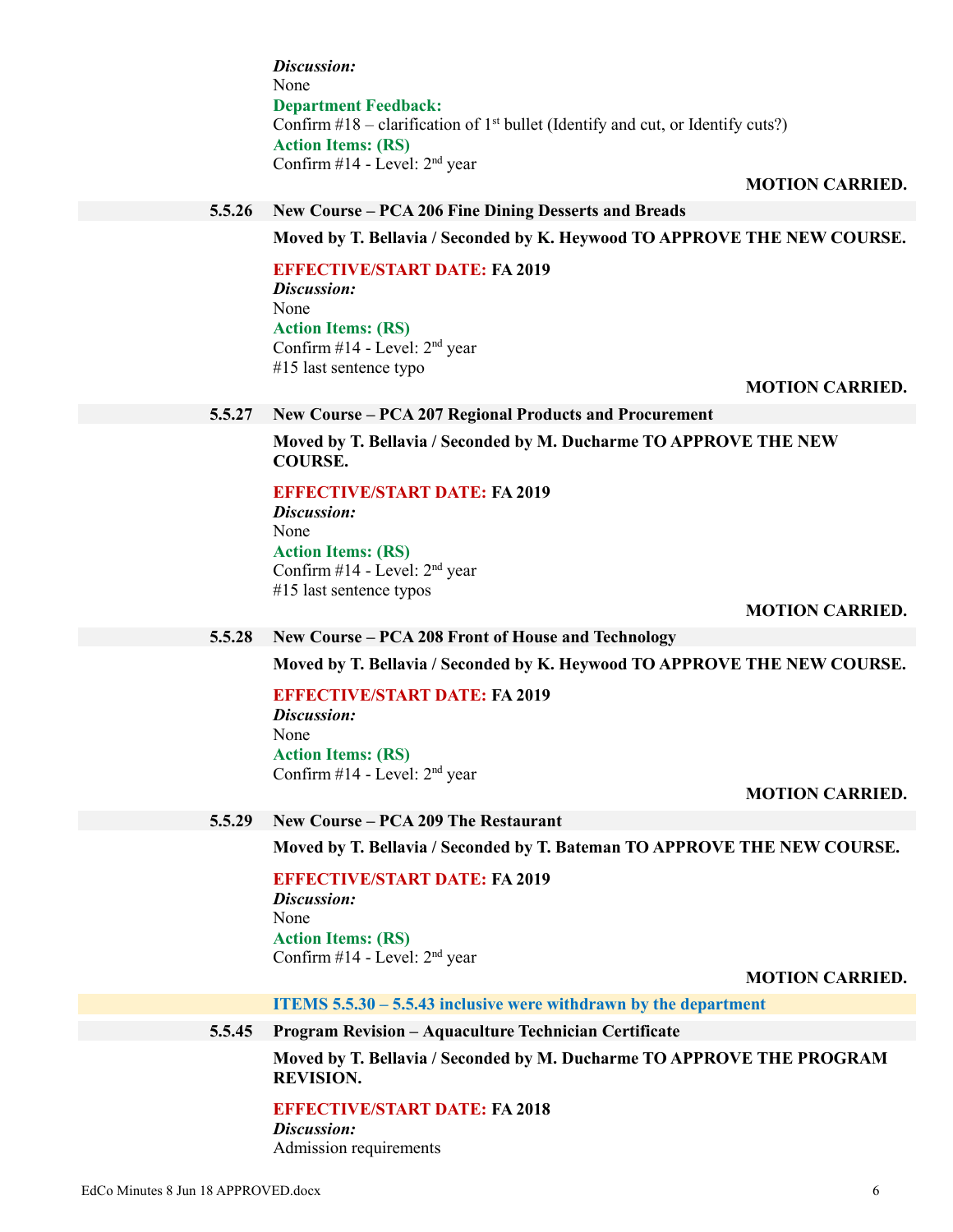***Discussion:***
None
**Department Feedback:**
Confirm #18 – clarification of 1st bullet (Identify and cut, or Identify cuts?)
**Action Items: (RS)**
Confirm #14 - Level: 2nd year

**MOTION CARRIED.**

### 5.5.26 New Course – PCA 206 Fine Dining Desserts and Breads

**Moved by T. Bellavia / Seconded by K. Heywood TO APPROVE THE NEW COURSE.**

**EFFECTIVE/START DATE: FA 2019**
***Discussion:***
None
**Action Items: (RS)**
Confirm #14 - Level: 2nd year
#15 last sentence typo

**MOTION CARRIED.**

### 5.5.27 New Course – PCA 207 Regional Products and Procurement

**Moved by T. Bellavia / Seconded by M. Ducharme TO APPROVE THE NEW COURSE.**

**EFFECTIVE/START DATE: FA 2019**
***Discussion:***
None
**Action Items: (RS)**
Confirm #14 - Level: 2nd year
#15 last sentence typos

**MOTION CARRIED.**

### 5.5.28 New Course – PCA 208 Front of House and Technology

**Moved by T. Bellavia / Seconded by K. Heywood TO APPROVE THE NEW COURSE.**

**EFFECTIVE/START DATE: FA 2019**
***Discussion:***
None
**Action Items: (RS)**
Confirm #14 - Level: 2nd year

**MOTION CARRIED.**

### 5.5.29 New Course – PCA 209 The Restaurant

**Moved by T. Bellavia / Seconded by T. Bateman TO APPROVE THE NEW COURSE.**

**EFFECTIVE/START DATE: FA 2019**
***Discussion:***
None
**Action Items: (RS)**
Confirm #14 - Level: 2nd year

**MOTION CARRIED.**

**ITEMS 5.5.30 – 5.5.43 inclusive were withdrawn by the department**

### 5.5.45 Program Revision – Aquaculture Technician Certificate

**Moved by T. Bellavia / Seconded by M. Ducharme TO APPROVE THE PROGRAM REVISION.**

**EFFECTIVE/START DATE: FA 2018**
***Discussion:***
Admission requirements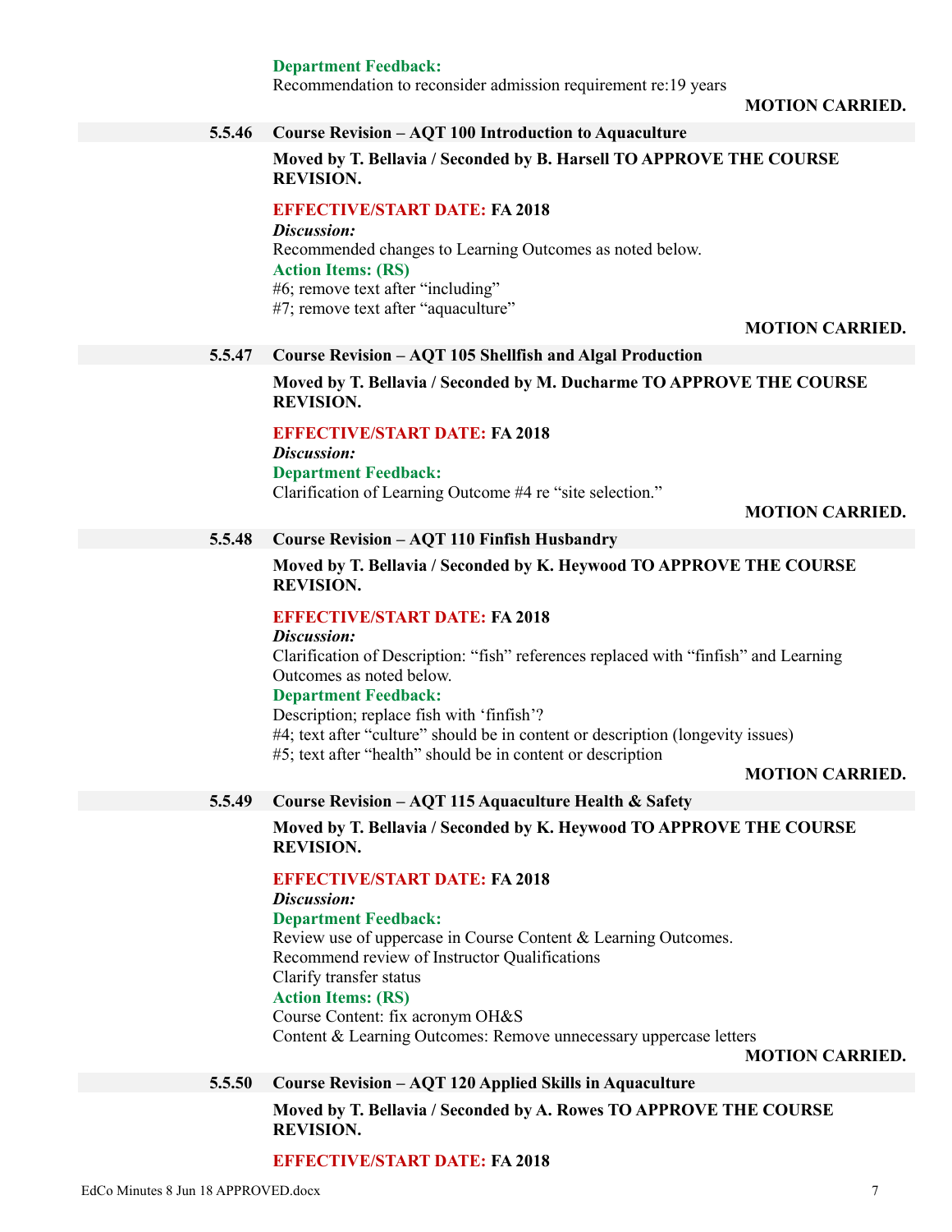**Department Feedback:**
Recommendation to reconsider admission requirement re:19 years

**MOTION CARRIED.**

### 5.5.46 Course Revision – AQT 100 Introduction to Aquaculture

**Moved by T. Bellavia / Seconded by B. Harsell TO APPROVE THE COURSE REVISION.**

**EFFECTIVE/START DATE: FA 2018**

***Discussion:***
Recommended changes to Learning Outcomes as noted below.

**Action Items: (RS)**
#6; remove text after "including"
#7; remove text after "aquaculture"

**MOTION CARRIED.**

### 5.5.47 Course Revision – AQT 105 Shellfish and Algal Production

**Moved by T. Bellavia / Seconded by M. Ducharme TO APPROVE THE COURSE REVISION.**

**EFFECTIVE/START DATE: FA 2018**

***Discussion:***

**Department Feedback:**
Clarification of Learning Outcome #4 re "site selection."

**MOTION CARRIED.**

### 5.5.48 Course Revision – AQT 110 Finfish Husbandry

**Moved by T. Bellavia / Seconded by K. Heywood TO APPROVE THE COURSE REVISION.**

**EFFECTIVE/START DATE: FA 2018**

***Discussion:***
Clarification of Description: "fish" references replaced with "finfish" and Learning Outcomes as noted below.

**Department Feedback:**
Description; replace fish with 'finfish'?
#4; text after "culture" should be in content or description (longevity issues)
#5; text after "health" should be in content or description

**MOTION CARRIED.**

### 5.5.49 Course Revision – AQT 115 Aquaculture Health & Safety

**Moved by T. Bellavia / Seconded by K. Heywood TO APPROVE THE COURSE REVISION.**

**EFFECTIVE/START DATE: FA 2018**

***Discussion:***

**Department Feedback:**
Review use of uppercase in Course Content & Learning Outcomes.
Recommend review of Instructor Qualifications
Clarify transfer status

**Action Items: (RS)**
Course Content: fix acronym OH&S
Content & Learning Outcomes: Remove unnecessary uppercase letters

**MOTION CARRIED.**

### 5.5.50 Course Revision – AQT 120 Applied Skills in Aquaculture

**Moved by T. Bellavia / Seconded by A. Rowes TO APPROVE THE COURSE REVISION.**

**EFFECTIVE/START DATE: FA 2018**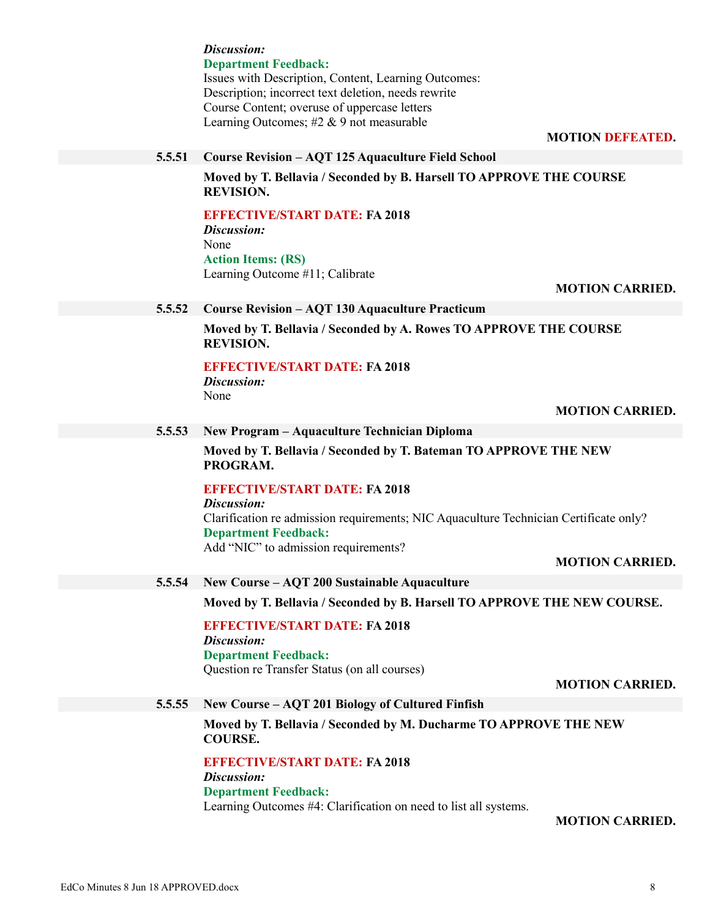*Discussion:*
**Department Feedback:**
Issues with Description, Content, Learning Outcomes:
Description; incorrect text deletion, needs rewrite
Course Content; overuse of uppercase letters
Learning Outcomes; #2 & 9 not measurable

**MOTION DEFEATED.**

### 5.5.51 Course Revision – AQT 125 Aquaculture Field School

**Moved by T. Bellavia / Seconded by B. Harsell TO APPROVE THE COURSE REVISION.**

**EFFECTIVE/START DATE: FA 2018**
*Discussion:*
None
**Action Items: (RS)**
Learning Outcome #11; Calibrate

**MOTION CARRIED.**

### 5.5.52 Course Revision – AQT 130 Aquaculture Practicum

**Moved by T. Bellavia / Seconded by A. Rowes TO APPROVE THE COURSE REVISION.**

**EFFECTIVE/START DATE: FA 2018**
*Discussion:*
None

**MOTION CARRIED.**

### 5.5.53 New Program – Aquaculture Technician Diploma

**Moved by T. Bellavia / Seconded by T. Bateman TO APPROVE THE NEW PROGRAM.**

**EFFECTIVE/START DATE: FA 2018**
*Discussion:*
Clarification re admission requirements; NIC Aquaculture Technician Certificate only?
**Department Feedback:**
Add "NIC" to admission requirements?

**MOTION CARRIED.**

### 5.5.54 New Course – AQT 200 Sustainable Aquaculture

**Moved by T. Bellavia / Seconded by B. Harsell TO APPROVE THE NEW COURSE.**

**EFFECTIVE/START DATE: FA 2018**
*Discussion:*
**Department Feedback:**
Question re Transfer Status (on all courses)

**MOTION CARRIED.**

### 5.5.55 New Course – AQT 201 Biology of Cultured Finfish

**Moved by T. Bellavia / Seconded by M. Ducharme TO APPROVE THE NEW COURSE.**

**EFFECTIVE/START DATE: FA 2018**
*Discussion:*
**Department Feedback:**
Learning Outcomes #4: Clarification on need to list all systems.

**MOTION CARRIED.**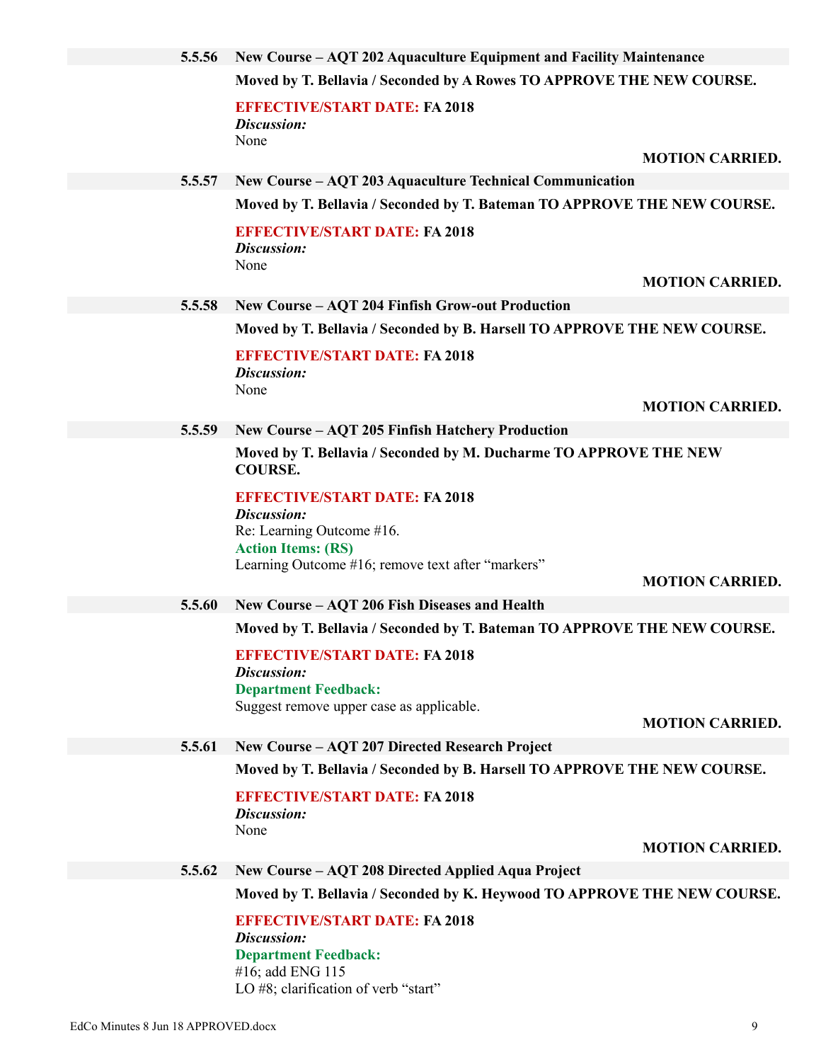### 5.5.56 New Course – AQT 202 Aquaculture Equipment and Facility Maintenance

**Moved by T. Bellavia / Seconded by A Rowes TO APPROVE THE NEW COURSE.**

**EFFECTIVE/START DATE: FA 2018**
***Discussion:***
None

**MOTION CARRIED.**

### 5.5.57 New Course – AQT 203 Aquaculture Technical Communication

**Moved by T. Bellavia / Seconded by T. Bateman TO APPROVE THE NEW COURSE.**

**EFFECTIVE/START DATE: FA 2018**
***Discussion:***
None

**MOTION CARRIED.**

### 5.5.58 New Course – AQT 204 Finfish Grow-out Production

**Moved by T. Bellavia / Seconded by B. Harsell TO APPROVE THE NEW COURSE.**

**EFFECTIVE/START DATE: FA 2018**
***Discussion:***
None

**MOTION CARRIED.**

### 5.5.59 New Course – AQT 205 Finfish Hatchery Production

**Moved by T. Bellavia / Seconded by M. Ducharme TO APPROVE THE NEW COURSE.**

**EFFECTIVE/START DATE: FA 2018**
***Discussion:***
Re: Learning Outcome #16.
**Action Items: (RS)**
Learning Outcome #16; remove text after "markers"

**MOTION CARRIED.**

### 5.5.60 New Course – AQT 206 Fish Diseases and Health

**Moved by T. Bellavia / Seconded by T. Bateman TO APPROVE THE NEW COURSE.**

**EFFECTIVE/START DATE: FA 2018**
***Discussion:***
**Department Feedback:**
Suggest remove upper case as applicable.

**MOTION CARRIED.**

### 5.5.61 New Course – AQT 207 Directed Research Project

**Moved by T. Bellavia / Seconded by B. Harsell TO APPROVE THE NEW COURSE.**

**EFFECTIVE/START DATE: FA 2018**
***Discussion:***
None

**MOTION CARRIED.**

### 5.5.62 New Course – AQT 208 Directed Applied Aqua Project

**Moved by T. Bellavia / Seconded by K. Heywood TO APPROVE THE NEW COURSE.**

**EFFECTIVE/START DATE: FA 2018**
***Discussion:***
**Department Feedback:**
#16; add ENG 115
LO #8; clarification of verb "start"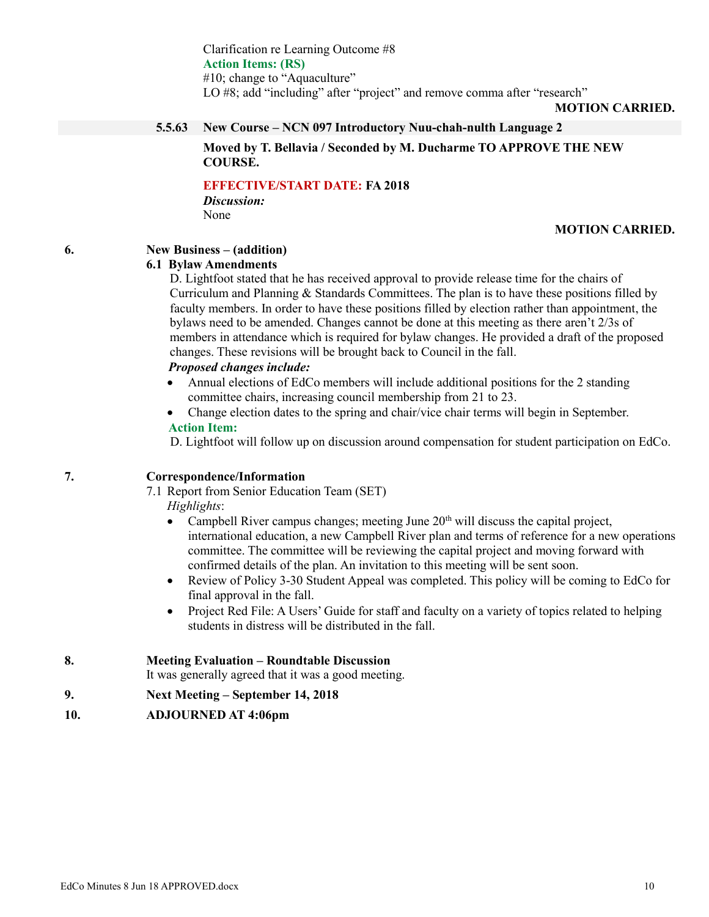Clarification re Learning Outcome #8

**Action Items: (RS)**

#10; change to "Aquaculture"

LO #8; add "including" after "project" and remove comma after "research"

**MOTION CARRIED.**

**5.5.63 New Course – NCN 097 Introductory Nuu-chah-nulth Language 2**

**Moved by T. Bellavia / Seconded by M. Ducharme TO APPROVE THE NEW COURSE.**

**EFFECTIVE/START DATE: FA 2018**

***Discussion:***

None

**MOTION CARRIED.**

## 6. New Business – (addition)

### 6.1 Bylaw Amendments

D. Lightfoot stated that he has received approval to provide release time for the chairs of Curriculum and Planning & Standards Committees. The plan is to have these positions filled by faculty members. In order to have these positions filled by election rather than appointment, the bylaws need to be amended. Changes cannot be done at this meeting as there aren't 2/3s of members in attendance which is required for bylaw changes. He provided a draft of the proposed changes. These revisions will be brought back to Council in the fall.

***Proposed changes include:***

- Annual elections of EdCo members will include additional positions for the 2 standing committee chairs, increasing council membership from 21 to 23.
- Change election dates to the spring and chair/vice chair terms will begin in September.

**Action Item:**

D. Lightfoot will follow up on discussion around compensation for student participation on EdCo.

## 7. Correspondence/Information

7.1 Report from Senior Education Team (SET)

*Highlights*:

- Campbell River campus changes; meeting June 20th will discuss the capital project, international education, a new Campbell River plan and terms of reference for a new operations committee. The committee will be reviewing the capital project and moving forward with confirmed details of the plan. An invitation to this meeting will be sent soon.
- Review of Policy 3-30 Student Appeal was completed. This policy will be coming to EdCo for final approval in the fall.
- Project Red File: A Users' Guide for staff and faculty on a variety of topics related to helping students in distress will be distributed in the fall.

## 8. Meeting Evaluation – Roundtable Discussion

It was generally agreed that it was a good meeting.

## 9. Next Meeting – September 14, 2018

## 10. ADJOURNED AT 4:06pm